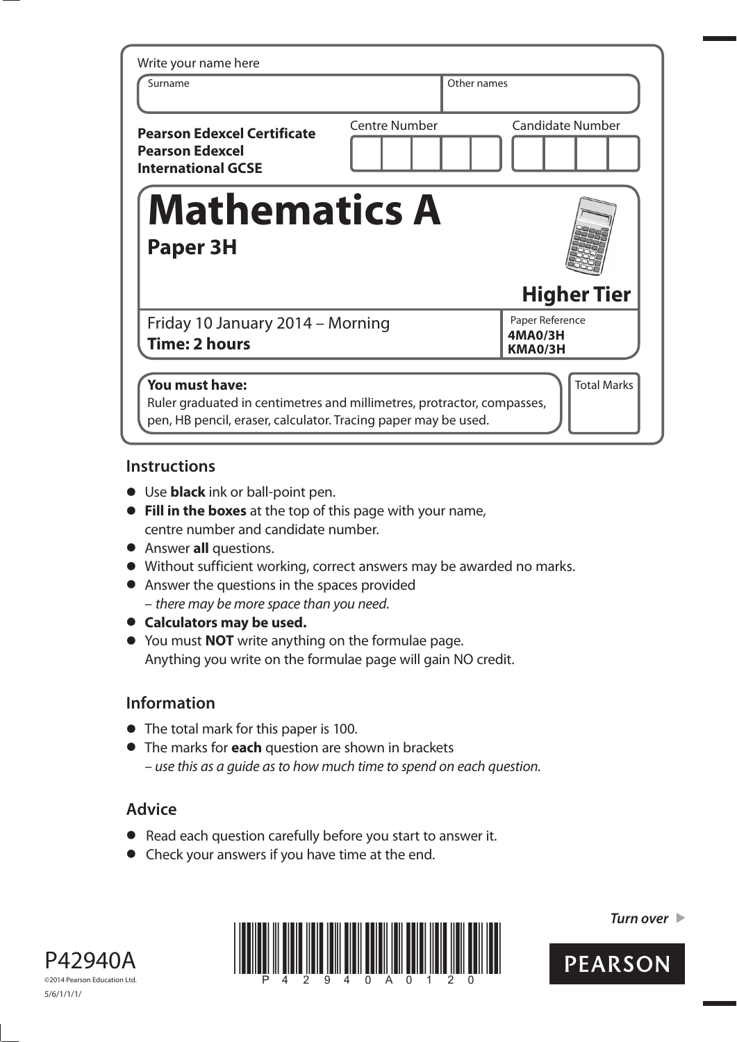Write your name here

| Surname | Other names |
|---|---|
| | |

**Pearson Edexcel Certificate**
**Pearson Edexcel International GCSE**

| Centre Number | Candidate Number |
|---|---|
| | |

# Mathematics A

## Paper 3H

**Higher Tier**

Friday 10 January 2014 – Morning
**Time: 2 hours**

Paper Reference
**4MA0/3H**
**KMA0/3H**

**You must have:**
Ruler graduated in centimetres and millimetres, protractor, compasses, pen, HB pencil, eraser, calculator. Tracing paper may be used.

Total Marks

## Instructions

- Use **black** ink or ball-point pen.
- **Fill in the boxes** at the top of this page with your name, centre number and candidate number.
- Answer **all** questions.
- Without sufficient working, correct answers may be awarded no marks.
- Answer the questions in the spaces provided
  – *there may be more space than you need.*
- **Calculators may be used.**
- You must **NOT** write anything on the formulae page.
  Anything you write on the formulae page will gain NO credit.

## Information

- The total mark for this paper is 100.
- The marks for **each** question are shown in brackets
  – *use this as a guide as to how much time to spend on each question.*

## Advice

- Read each question carefully before you start to answer it.
- Check your answers if you have time at the end.

*Turn over*

P42940A
©2014 Pearson Education Ltd.
5/6/1/1/1/

P 4 2 9 4 0 A 0 1 2 0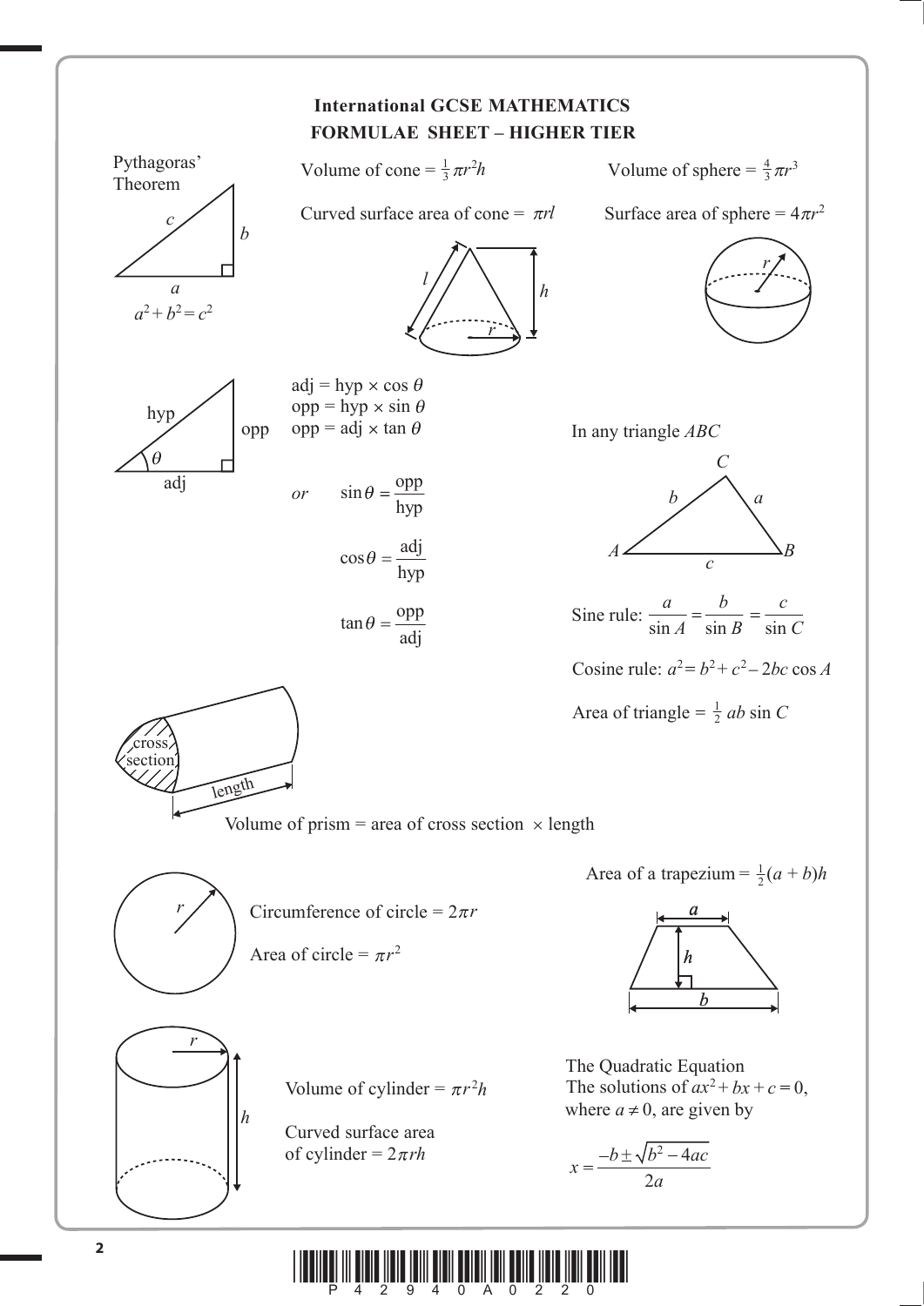# International GCSE MATHEMATICS
## FORMULAE SHEET – HIGHER TIER

**Pythagoras' Theorem**

$a^2 + b^2 = c^2$

Volume of cone $= \frac{1}{3}\pi r^2 h$

Curved surface area of cone $= \pi r l$

Volume of sphere $= \frac{4}{3}\pi r^3$

Surface area of sphere $= 4\pi r^2$

adj = hyp × cos $\theta$
opp = hyp × sin $\theta$
opp = adj × tan $\theta$

*or* $\sin\theta = \frac{\text{opp}}{\text{hyp}}$

$\cos\theta = \frac{\text{adj}}{\text{hyp}}$

$\tan\theta = \frac{\text{opp}}{\text{adj}}$

In any triangle $ABC$

Sine rule: $\frac{a}{\sin A} = \frac{b}{\sin B} = \frac{c}{\sin C}$

Cosine rule: $a^2 = b^2 + c^2 - 2bc \cos A$

Area of triangle $= \frac{1}{2} ab \sin C$

Volume of prism = area of cross section × length

Area of a trapezium $= \frac{1}{2}(a + b)h$

Circumference of circle $= 2\pi r$

Area of circle $= \pi r^2$

Volume of cylinder $= \pi r^2 h$

Curved surface area of cylinder $= 2\pi r h$

The Quadratic Equation
The solutions of $ax^2 + bx + c = 0$, where $a \neq 0$, are given by

$$x = \frac{-b \pm \sqrt{b^2 - 4ac}}{2a}$$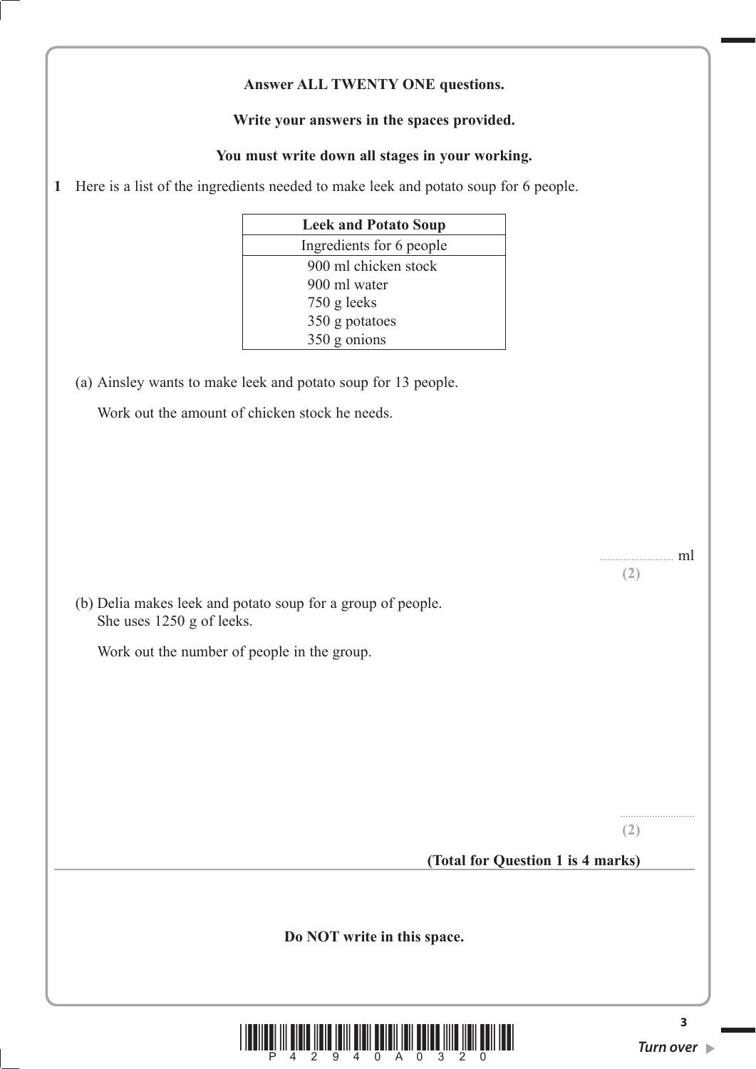**Answer ALL TWENTY ONE questions.**

**Write your answers in the spaces provided.**

**You must write down all stages in your working.**

**1** Here is a list of the ingredients needed to make leek and potato soup for 6 people.

| **Leek and Potato Soup** |
|---|
| Ingredients for 6 people |
| 900 ml chicken stock<br>900 ml water<br>750 g leeks<br>350 g potatoes<br>350 g onions |

(a) Ainsley wants to make leek and potato soup for 13 people.

Work out the amount of chicken stock he needs.

.......................... ml

**(2)**

(b) Delia makes leek and potato soup for a group of people.
She uses 1250 g of leeks.

Work out the number of people in the group.

..........................

**(2)**

**(Total for Question 1 is 4 marks)**

**Do NOT write in this space.**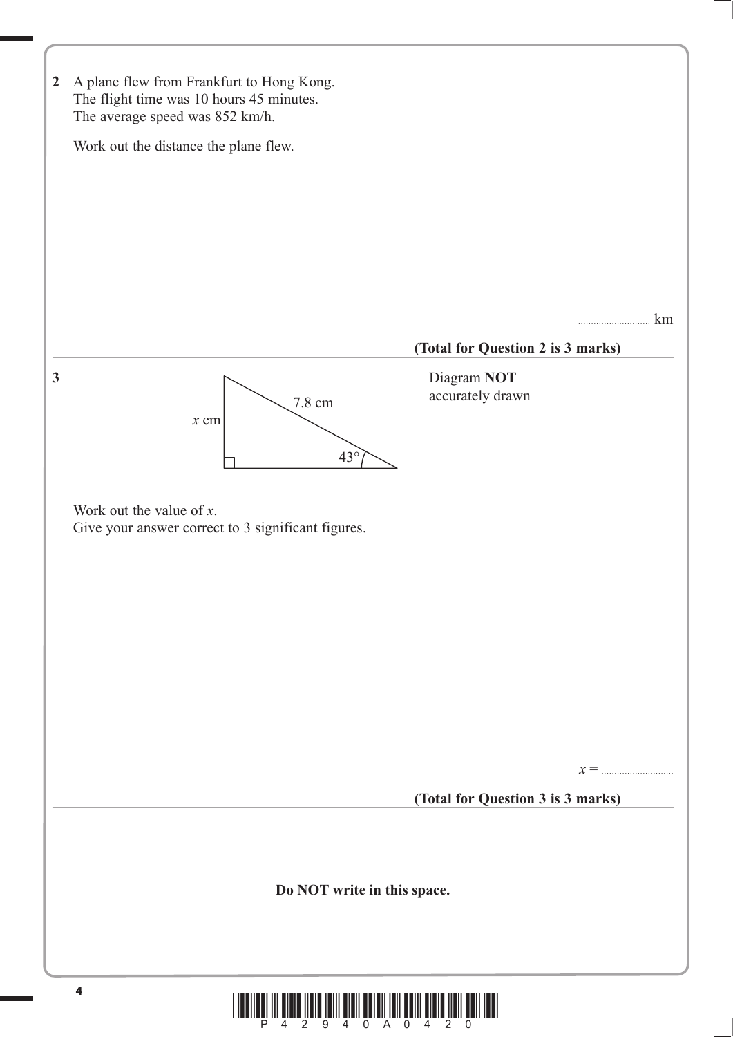**2** A plane flew from Frankfurt to Hong Kong.
The flight time was 10 hours 45 minutes.
The average speed was 852 km/h.

Work out the distance the plane flew.

.......................... km

**(Total for Question 2 is 3 marks)**

---

**3**

Diagram **NOT** accurately drawn

Labels on the diagram: $x$ cm, 7.8 cm, 43°

Work out the value of $x$.
Give your answer correct to 3 significant figures.

$x =$ ..........................

**(Total for Question 3 is 3 marks)**

---

**Do NOT write in this space.**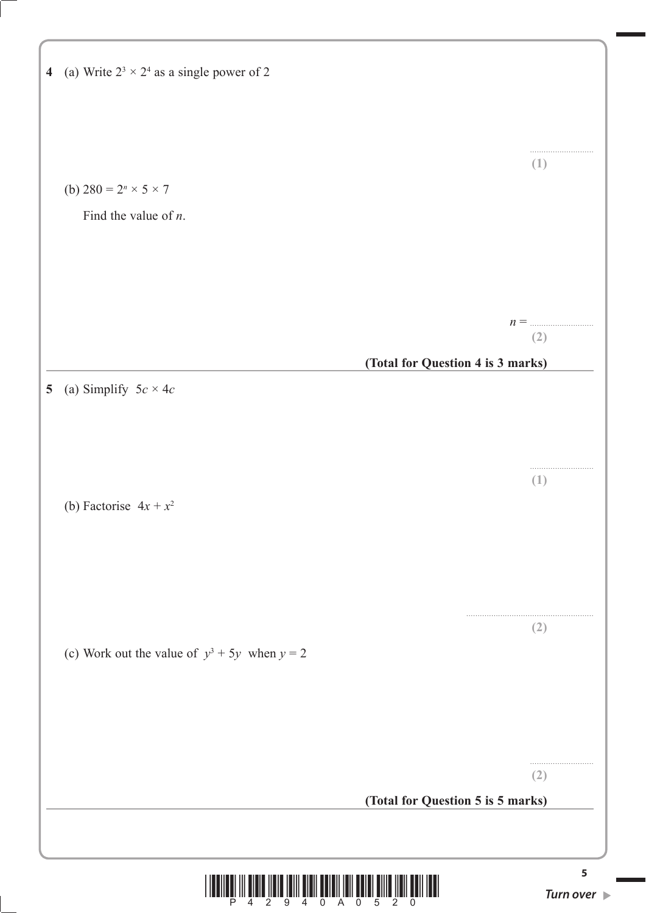**4** (a) Write $2^3 \times 2^4$ as a single power of 2

..............................

**(1)**

(b) $280 = 2^n \times 5 \times 7$

Find the value of $n$.

$n =$ ..............................

**(2)**

**(Total for Question 4 is 3 marks)**

---

**5** (a) Simplify $5c \times 4c$

..............................

**(1)**

(b) Factorise $4x + x^2$

..............................

**(2)**

(c) Work out the value of $y^3 + 5y$ when $y = 2$

..............................

**(2)**

**(Total for Question 5 is 5 marks)**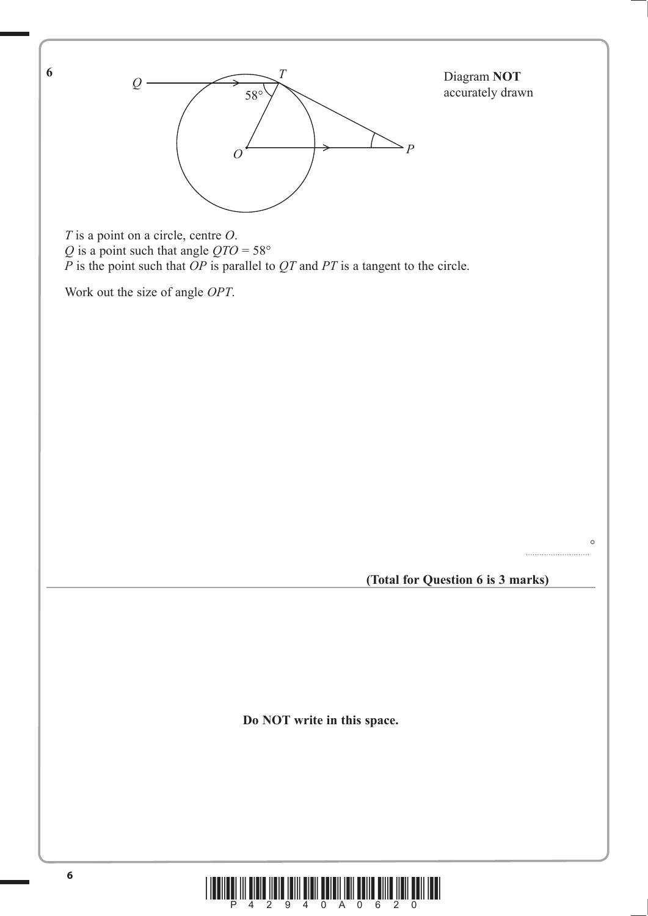**6**

Diagram **NOT** accurately drawn

$T$ is a point on a circle, centre $O$.
$Q$ is a point such that angle $QTO = 58°$
$P$ is the point such that $OP$ is parallel to $QT$ and $PT$ is a tangent to the circle.

Work out the size of angle $OPT$.

..........................°

**(Total for Question 6 is 3 marks)**

**Do NOT write in this space.**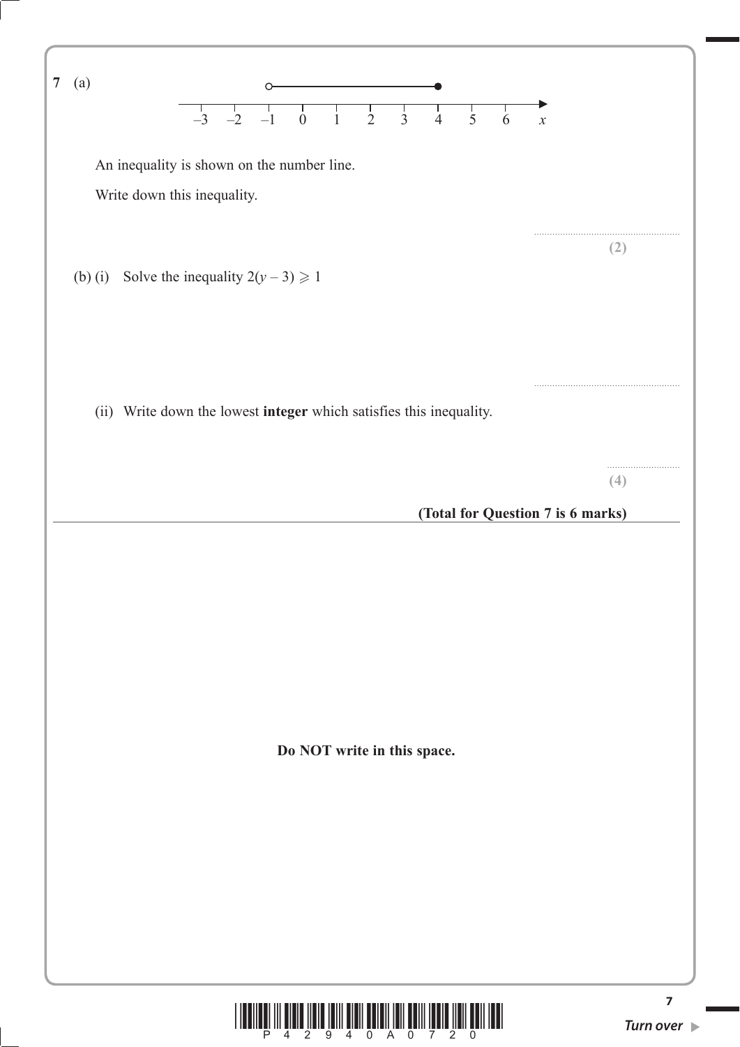**7** (a)

An inequality is shown on the number line.

Write down this inequality.

..........................................
**(2)**

(b) (i) Solve the inequality $2(y - 3) \geqslant 1$

..........................................

(ii) Write down the lowest **integer** which satisfies this inequality.

..........................................
**(4)**

**(Total for Question 7 is 6 marks)**

**Do NOT write in this space.**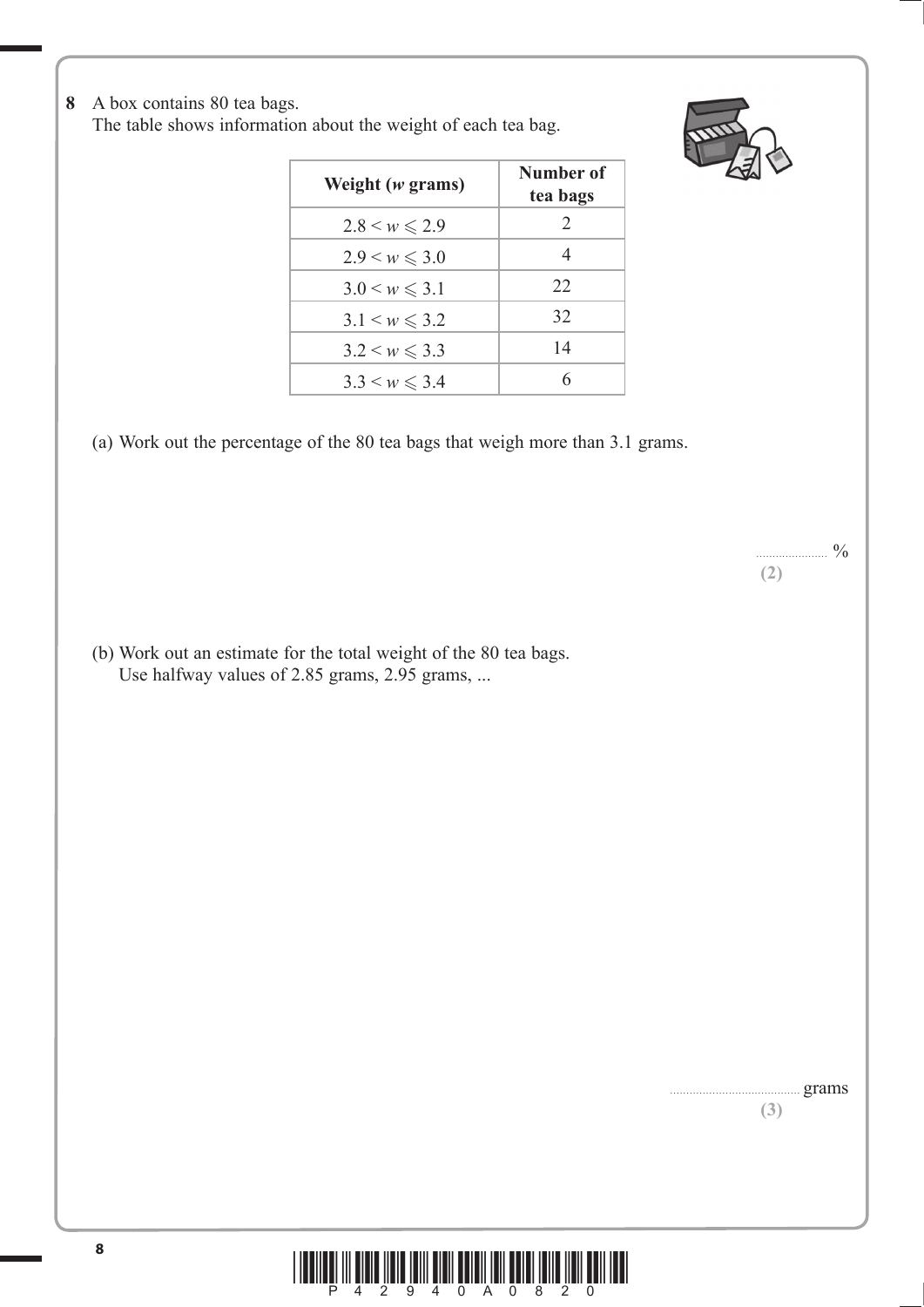**8** A box contains 80 tea bags.
The table shows information about the weight of each tea bag.

| Weight ($w$ grams) | Number of tea bags |
|---|---|
| $2.8 < w \leqslant 2.9$ | 2 |
| $2.9 < w \leqslant 3.0$ | 4 |
| $3.0 < w \leqslant 3.1$ | 22 |
| $3.1 < w \leqslant 3.2$ | 32 |
| $3.2 < w \leqslant 3.3$ | 14 |
| $3.3 < w \leqslant 3.4$ | 6 |

(a) Work out the percentage of the 80 tea bags that weigh more than 3.1 grams.

...................... %

**(2)**

(b) Work out an estimate for the total weight of the 80 tea bags.
Use halfway values of 2.85 grams, 2.95 grams, ...

........................................ grams

**(3)**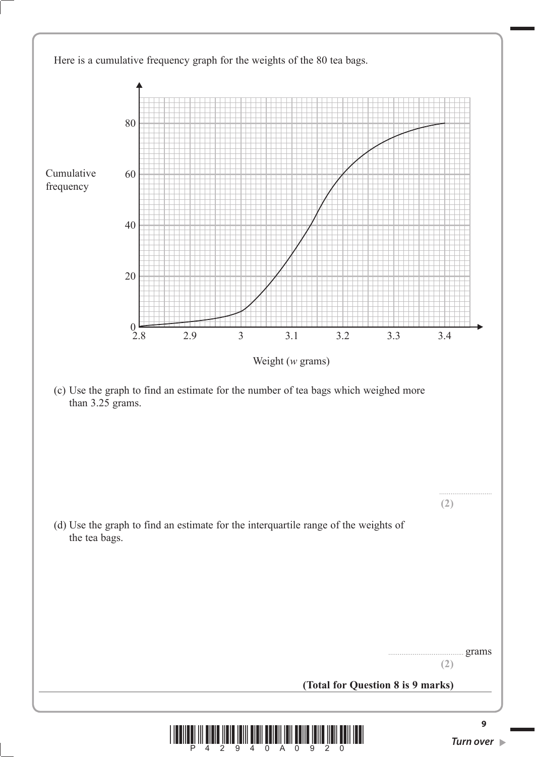Here is a cumulative frequency graph for the weights of the 80 tea bags.

(c) Use the graph to find an estimate for the number of tea bags which weighed more than 3.25 grams.

..............................

**(2)**

(d) Use the graph to find an estimate for the interquartile range of the weights of the tea bags.

.............................................. grams

**(2)**

**(Total for Question 8 is 9 marks)**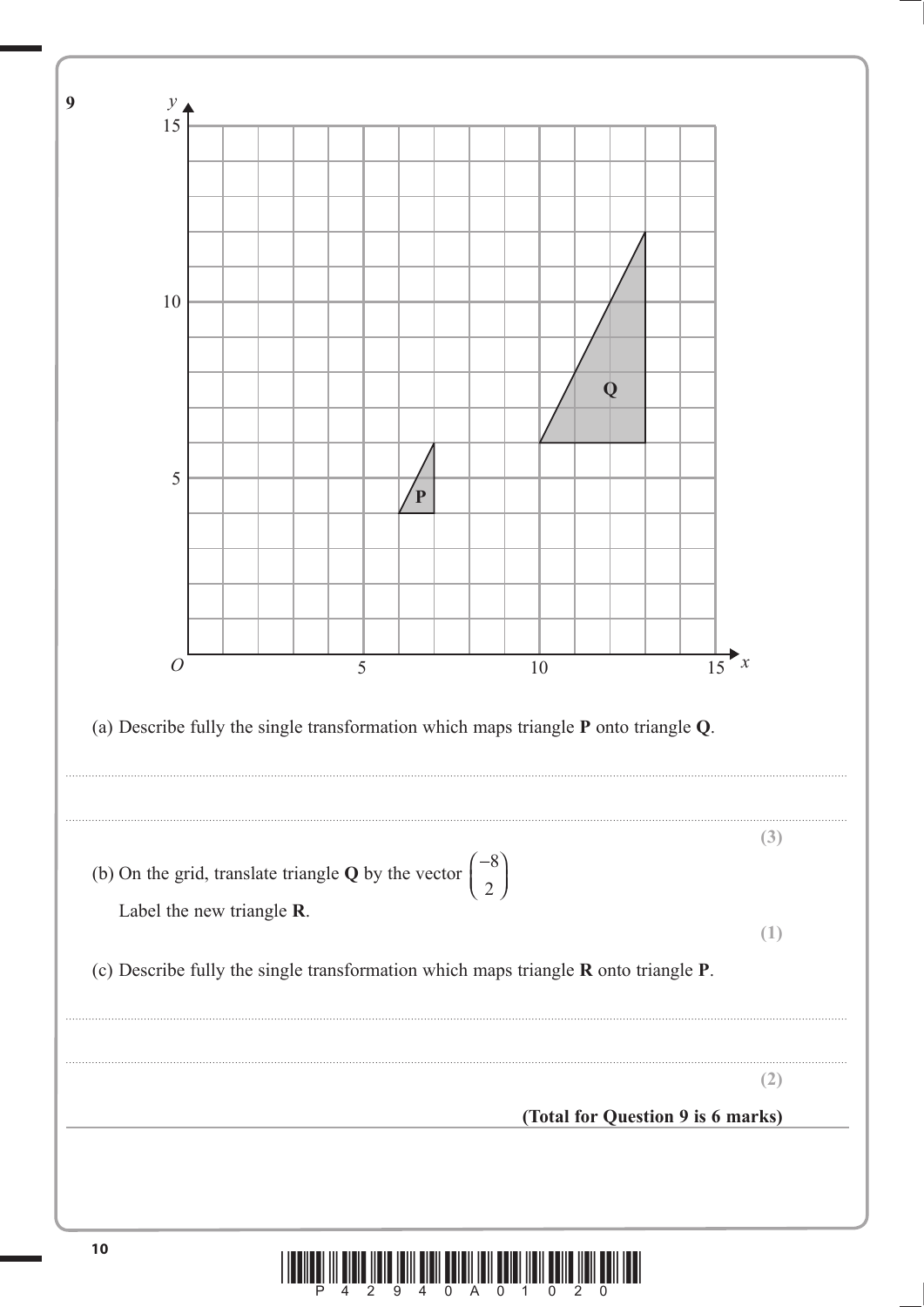**9**

(a) Describe fully the single transformation which maps triangle **P** onto triangle **Q**.

.......................................................................................................................................................................................

.......................................................................................................................................................................................

**(3)**

(b) On the grid, translate triangle **Q** by the vector $\begin{pmatrix} -8 \\ 2 \end{pmatrix}$

Label the new triangle **R**.

**(1)**

(c) Describe fully the single transformation which maps triangle **R** onto triangle **P**.

.......................................................................................................................................................................................

.......................................................................................................................................................................................

**(2)**

**(Total for Question 9 is 6 marks)**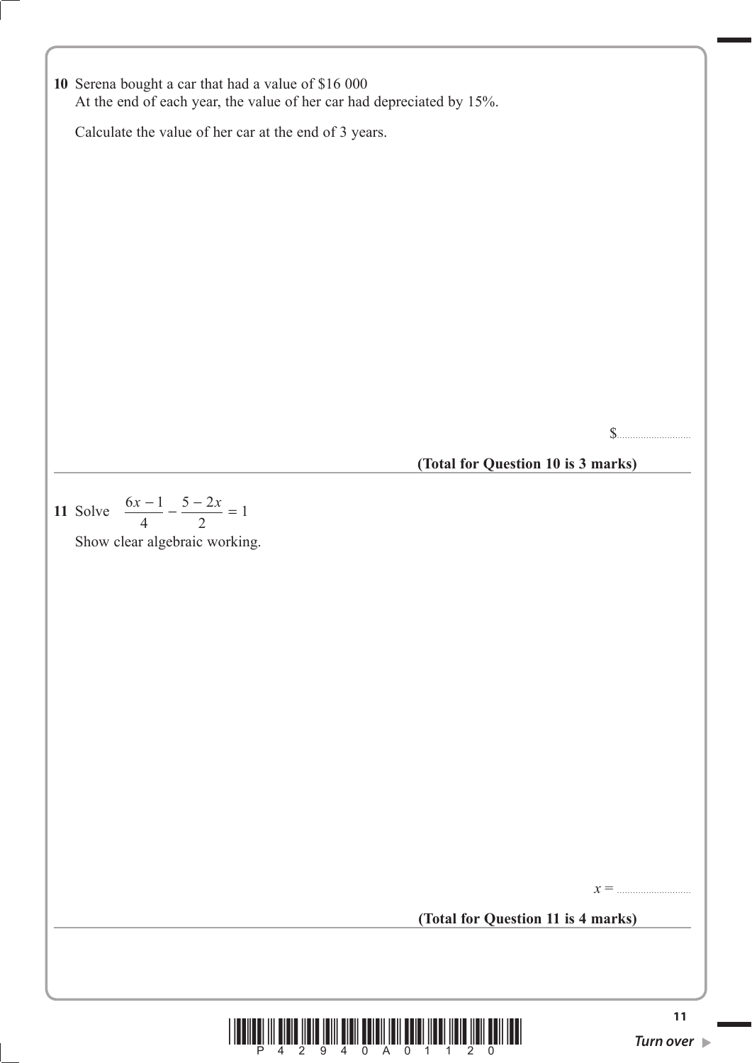**10** Serena bought a car that had a value of \$16 000
At the end of each year, the value of her car had depreciated by 15%.

Calculate the value of her car at the end of 3 years.

\$..............................

**(Total for Question 10 is 3 marks)**

---

**11** Solve $\dfrac{6x-1}{4} - \dfrac{5-2x}{2} = 1$

Show clear algebraic working.

$x =$ ..............................

**(Total for Question 11 is 4 marks)**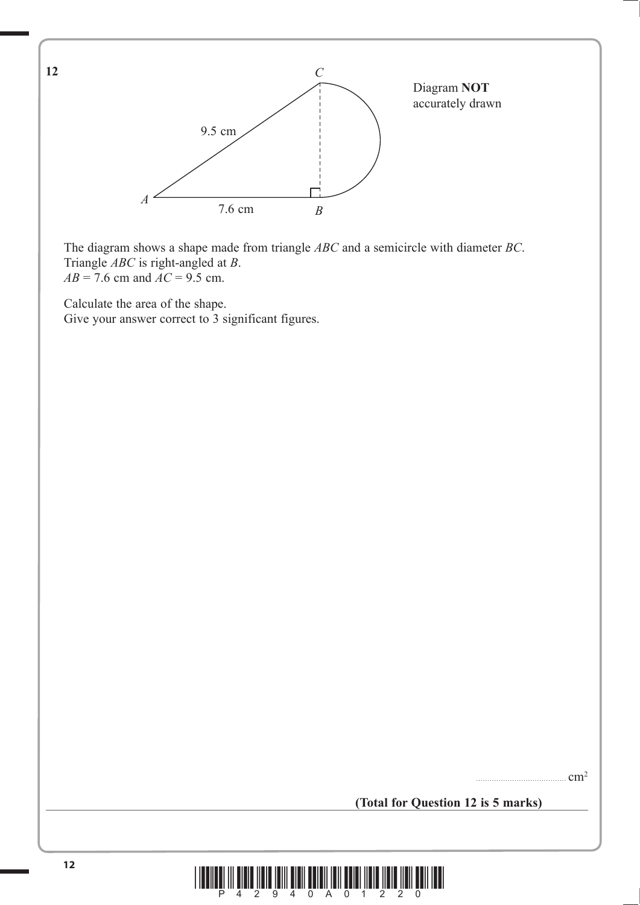**12**

Diagram **NOT** accurately drawn

The diagram shows a shape made from triangle $ABC$ and a semicircle with diameter $BC$.
Triangle $ABC$ is right-angled at $B$.
$AB = 7.6$ cm and $AC = 9.5$ cm.

Calculate the area of the shape.
Give your answer correct to 3 significant figures.

.................................... $cm^2$

**(Total for Question 12 is 5 marks)**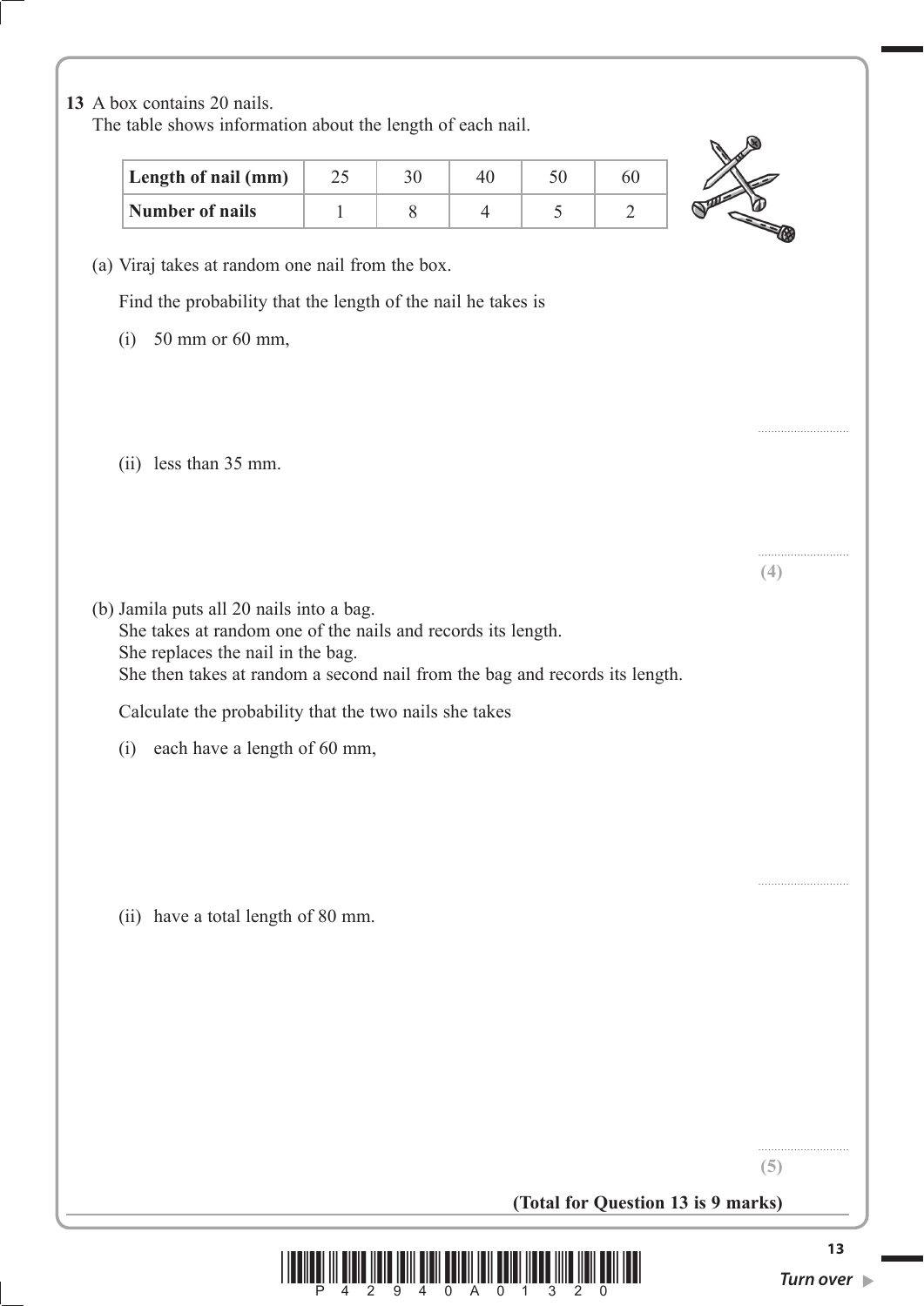**13** A box contains 20 nails.
The table shows information about the length of each nail.

| Length of nail (mm) | 25 | 30 | 40 | 50 | 60 |
|---|---|---|---|---|---|
| Number of nails | 1 | 8 | 4 | 5 | 2 |

(a) Viraj takes at random one nail from the box.

Find the probability that the length of the nail he takes is

(i) 50 mm or 60 mm,

...........................

(ii) less than 35 mm.

...........................

**(4)**

(b) Jamila puts all 20 nails into a bag.
She takes at random one of the nails and records its length.
She replaces the nail in the bag.
She then takes at random a second nail from the bag and records its length.

Calculate the probability that the two nails she takes

(i) each have a length of 60 mm,

...........................

(ii) have a total length of 80 mm.

...........................

**(5)**

**(Total for Question 13 is 9 marks)**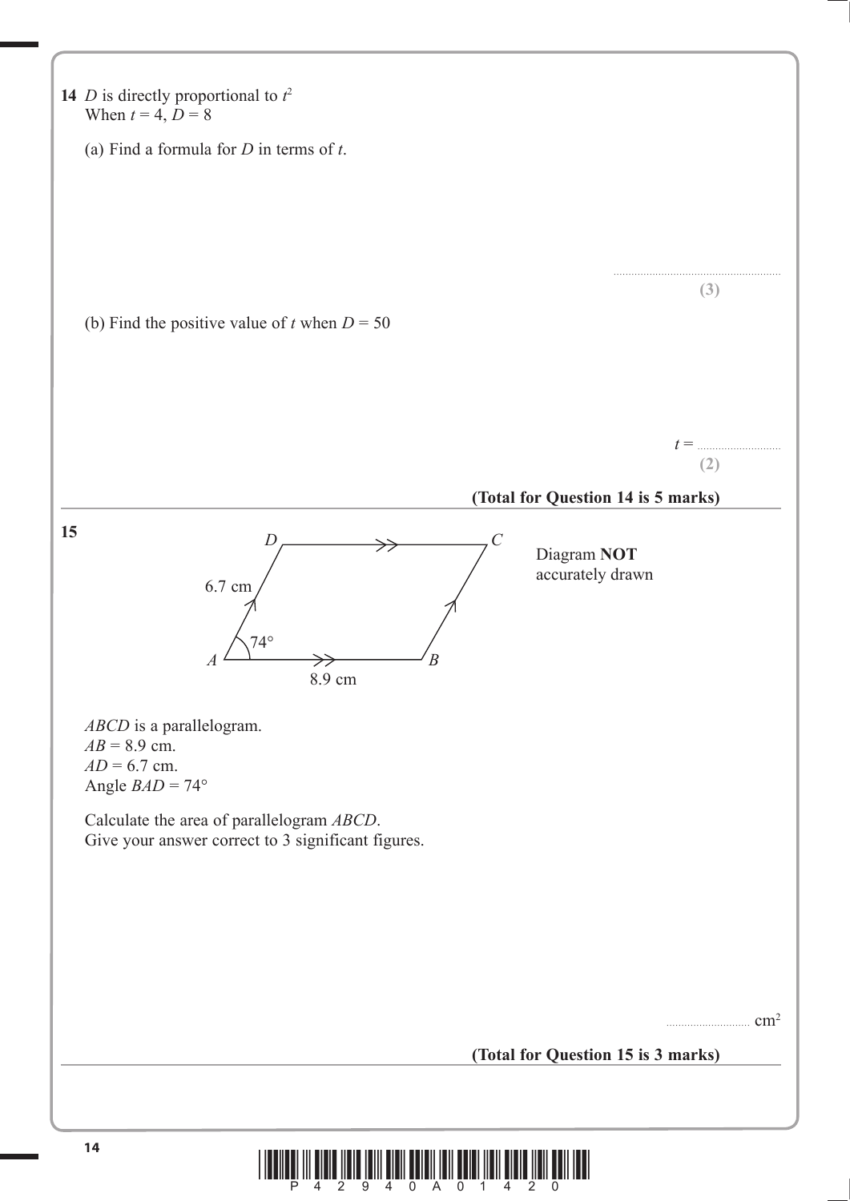**14** $D$ is directly proportional to $t^2$
When $t = 4$, $D = 8$

(a) Find a formula for $D$ in terms of $t$.

.......................................................

**(3)**

(b) Find the positive value of $t$ when $D = 50$

$t =$ ...........................

**(2)**

**(Total for Question 14 is 5 marks)**

---

**15**

Diagram **NOT** accurately drawn

$D$, $C$, $A$, $B$, 6.7 cm, 74°, 8.9 cm

$ABCD$ is a parallelogram.
$AB = 8.9$ cm.
$AD = 6.7$ cm.
Angle $BAD = 74°$

Calculate the area of parallelogram $ABCD$.
Give your answer correct to 3 significant figures.

........................... $cm^2$

**(Total for Question 15 is 3 marks)**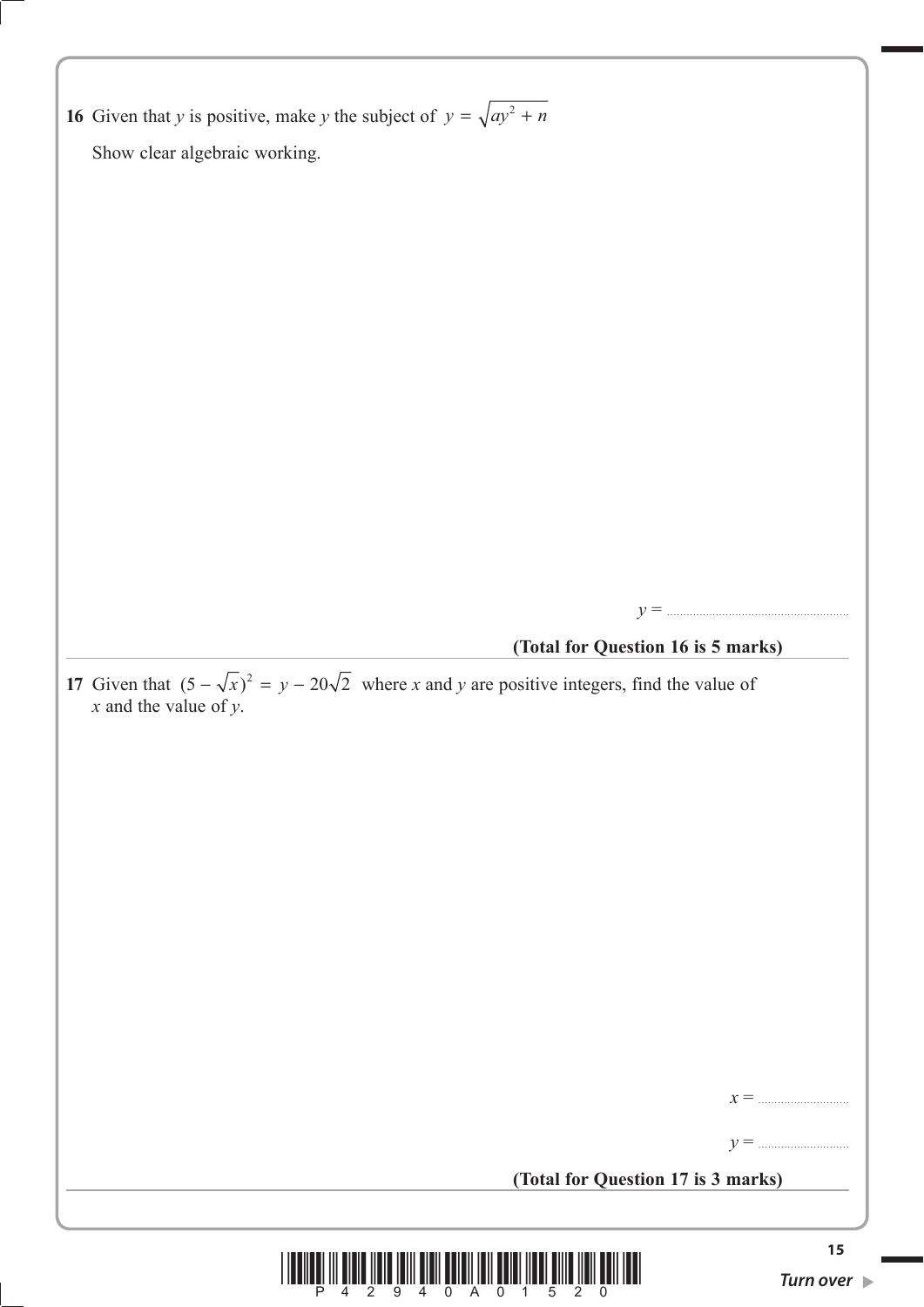**16** Given that $y$ is positive, make $y$ the subject of $y = \sqrt{ay^2 + n}$

Show clear algebraic working.

$y =$ ..........................................................

**(Total for Question 16 is 5 marks)**

---

**17** Given that $(5 - \sqrt{x})^2 = y - 20\sqrt{2}$ where $x$ and $y$ are positive integers, find the value of $x$ and the value of $y$.

$x =$ ..............................

$y =$ ..............................

**(Total for Question 17 is 3 marks)**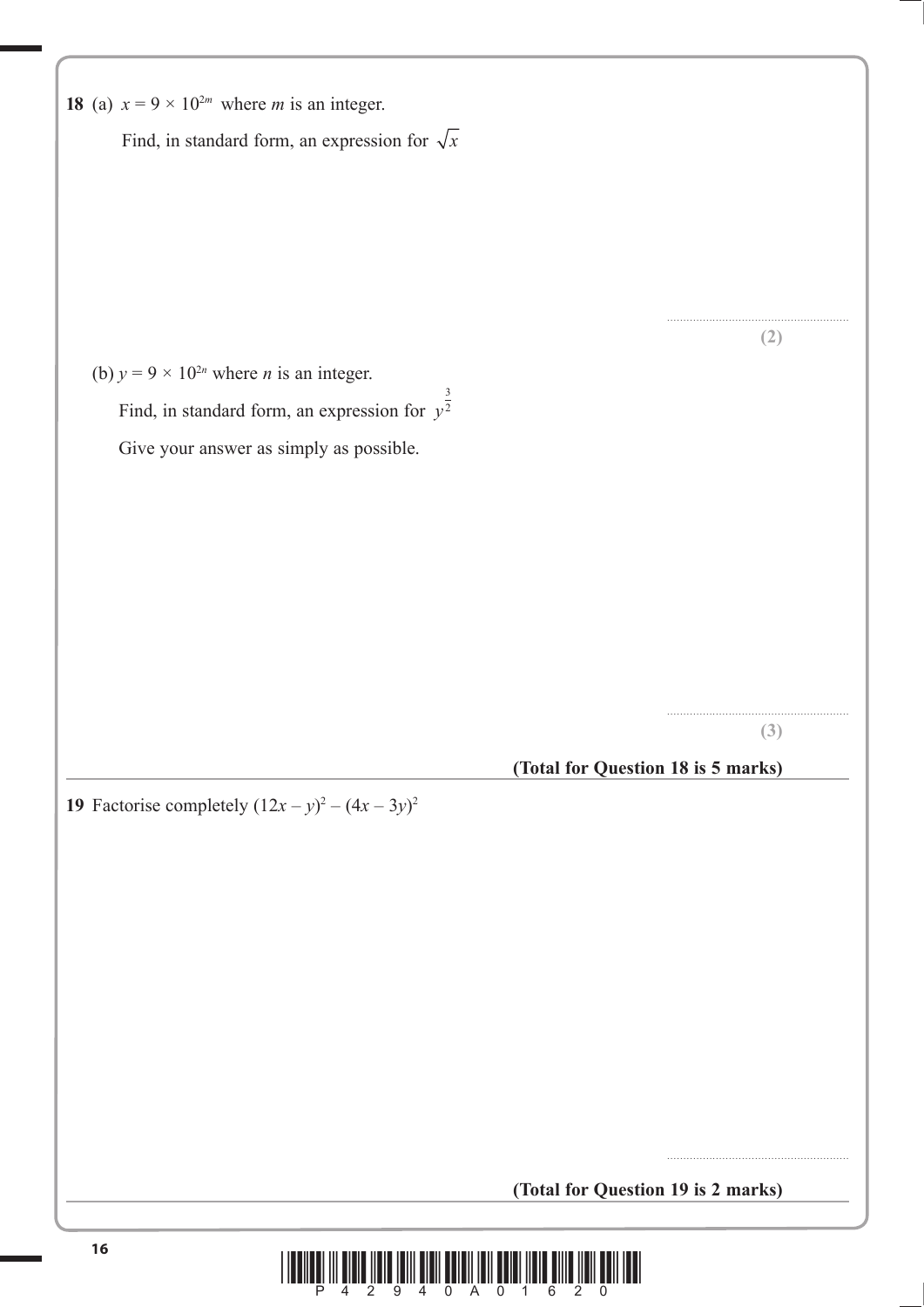**18** (a) $x = 9 \times 10^{2m}$ where $m$ is an integer.

Find, in standard form, an expression for $\sqrt{x}$

..............................................................

**(2)**

(b) $y = 9 \times 10^{2n}$ where $n$ is an integer.

Find, in standard form, an expression for $y^{\frac{3}{2}}$

Give your answer as simply as possible.

..............................................................

**(3)**

**(Total for Question 18 is 5 marks)**

---

**19** Factorise completely $(12x - y)^2 - (4x - 3y)^2$

..............................................................

**(Total for Question 19 is 2 marks)**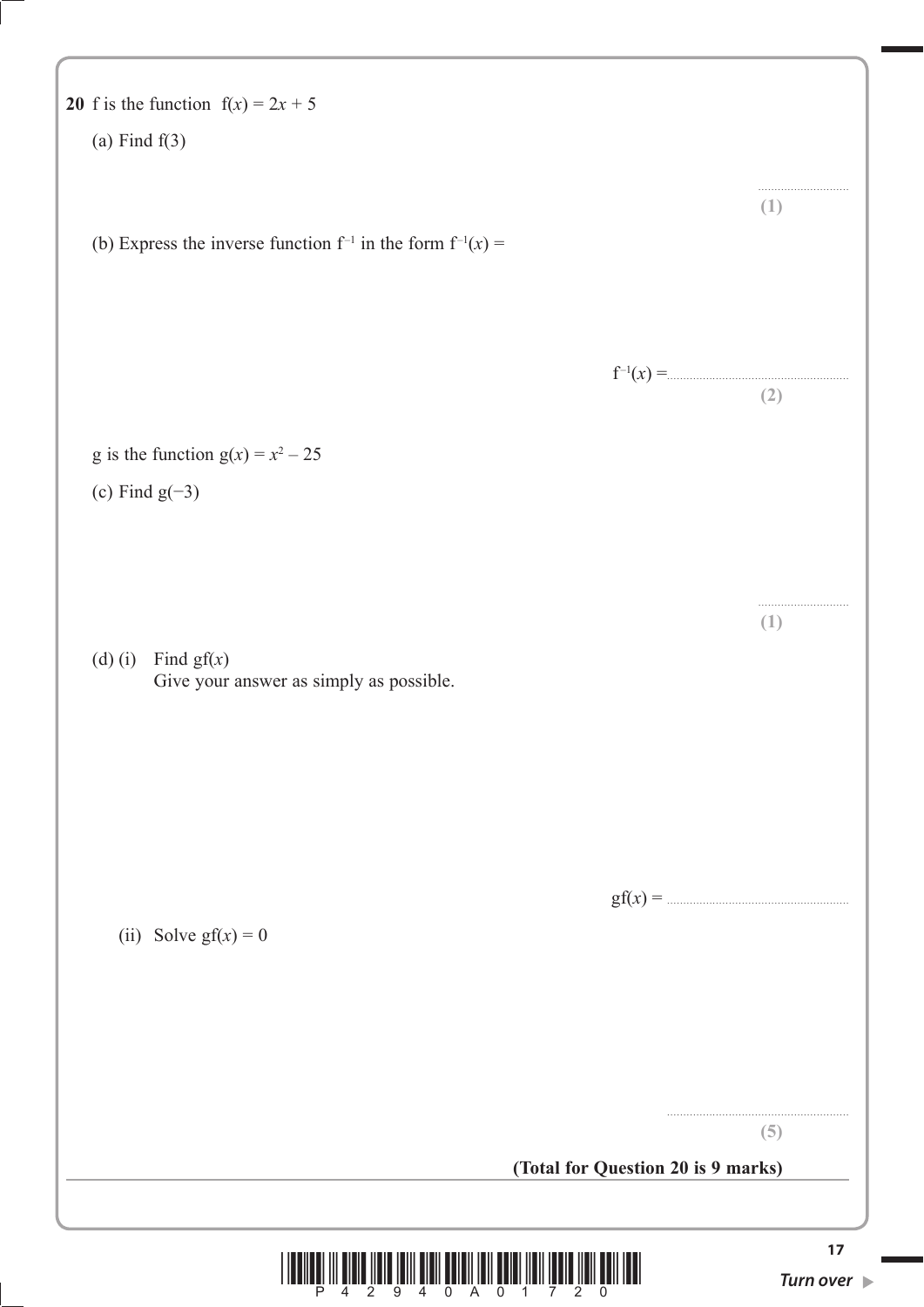**20** f is the function $f(x) = 2x + 5$

(a) Find f(3)

..............................
**(1)**

(b) Express the inverse function $f^{-1}$ in the form $f^{-1}(x) =$

$f^{-1}(x) =$ ......................................................
**(2)**

g is the function $g(x) = x^2 - 25$

(c) Find g(−3)

..............................
**(1)**

(d) (i) Find gf($x$)
Give your answer as simply as possible.

gf($x$) = ......................................................

(ii) Solve gf($x$) = 0

......................................................
**(5)**

**(Total for Question 20 is 9 marks)**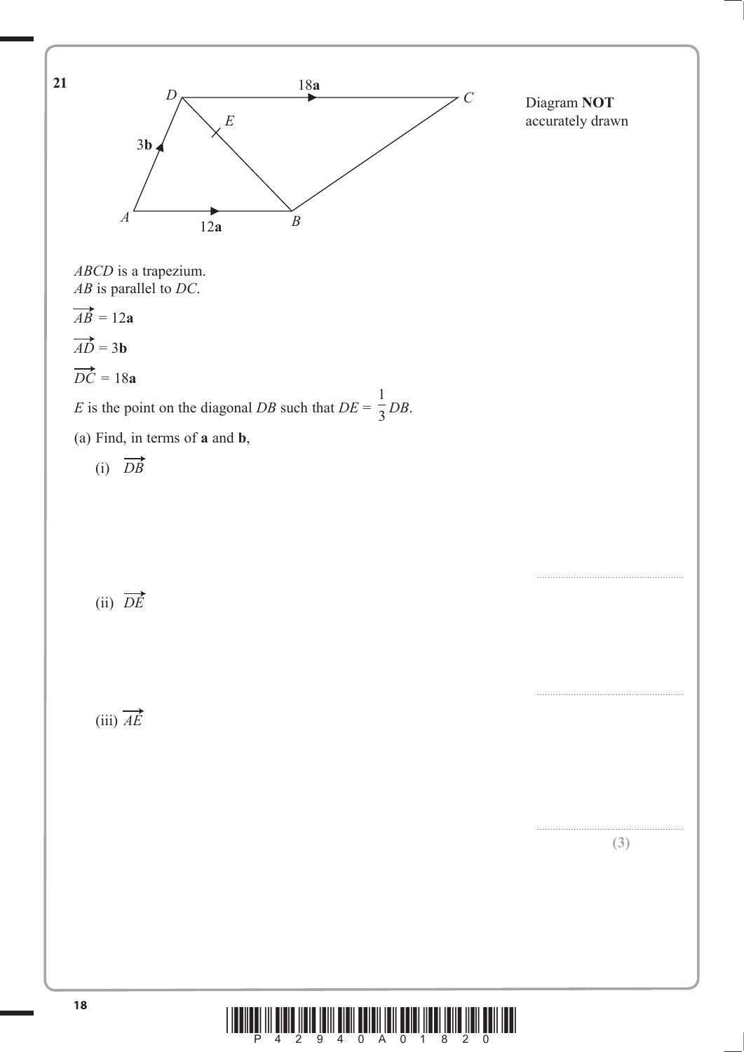**21**

Diagram **NOT** accurately drawn

*ABCD* is a trapezium.
*AB* is parallel to *DC*.

$\overrightarrow{AB} = 12\mathbf{a}$

$\overrightarrow{AD} = 3\mathbf{b}$

$\overrightarrow{DC} = 18\mathbf{a}$

*E* is the point on the diagonal *DB* such that $DE = \frac{1}{3}DB$.

(a) Find, in terms of **a** and **b**,

(i) $\overrightarrow{DB}$

..........................................................

(ii) $\overrightarrow{DE}$

..........................................................

(iii) $\overrightarrow{AE}$

..........................................................

**(3)**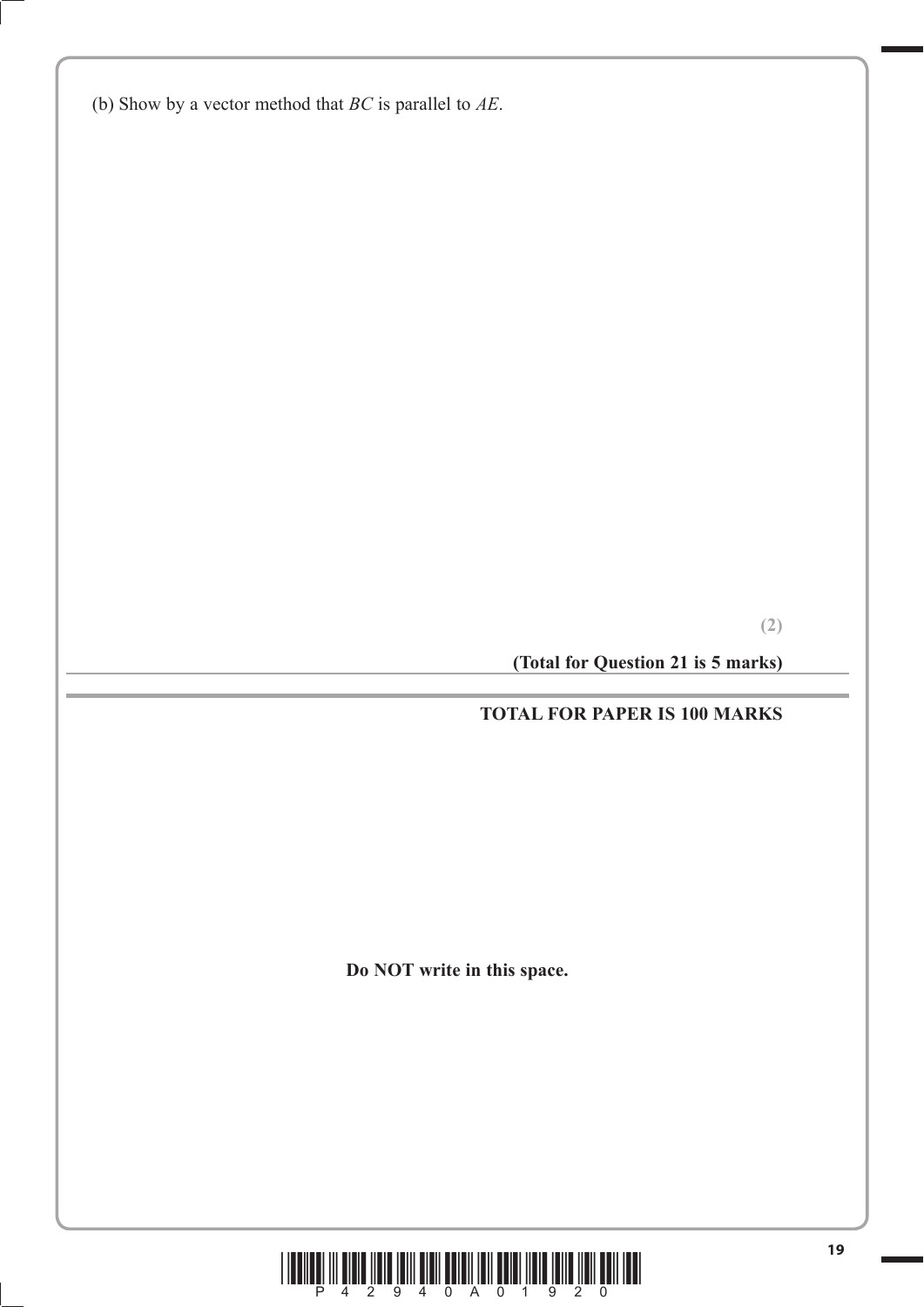(b) Show by a vector method that $BC$ is parallel to $AE$.

**(2)**

**(Total for Question 21 is 5 marks)**

**TOTAL FOR PAPER IS 100 MARKS**

**Do NOT write in this space.**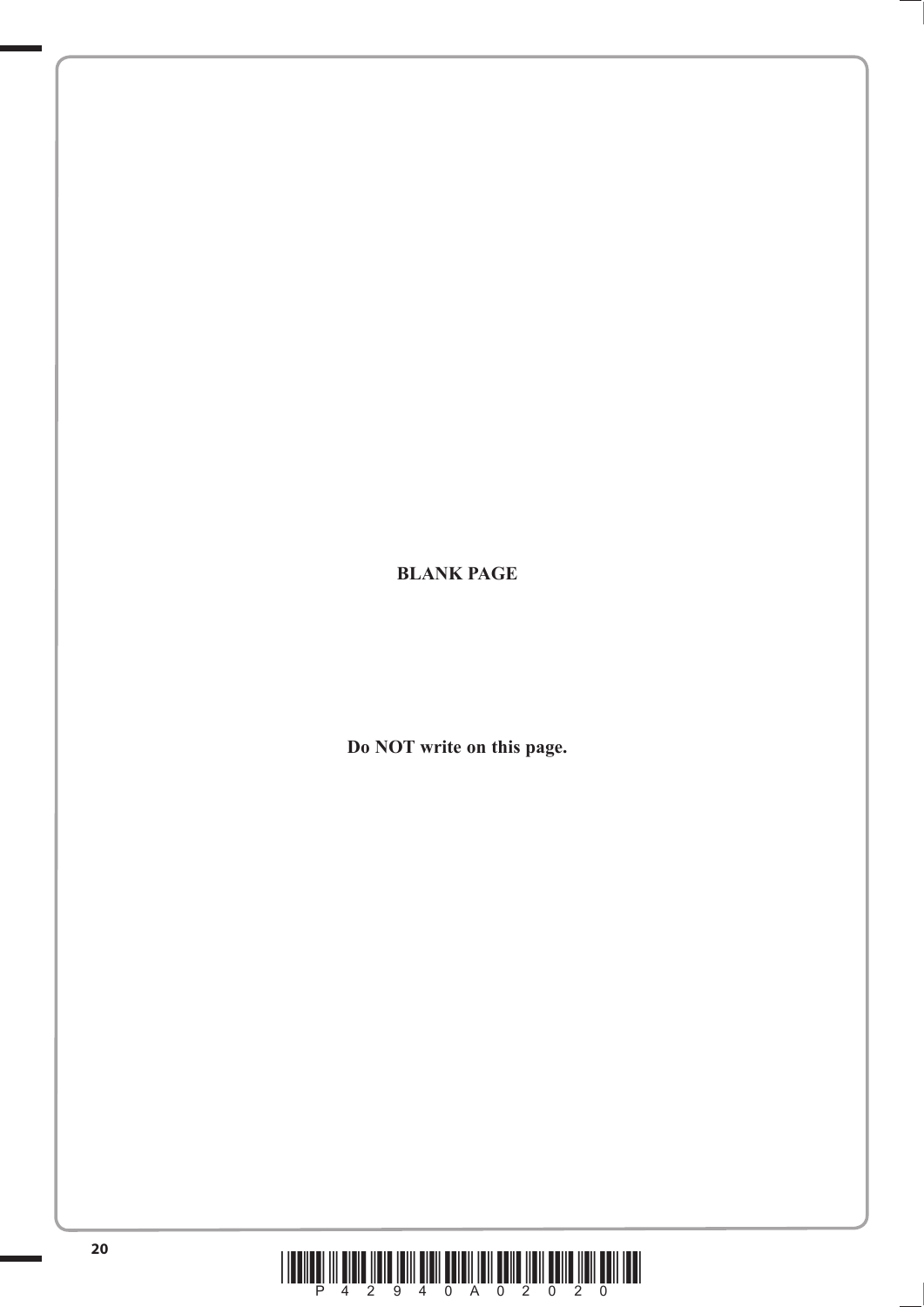**BLANK PAGE**

**Do NOT write on this page.**